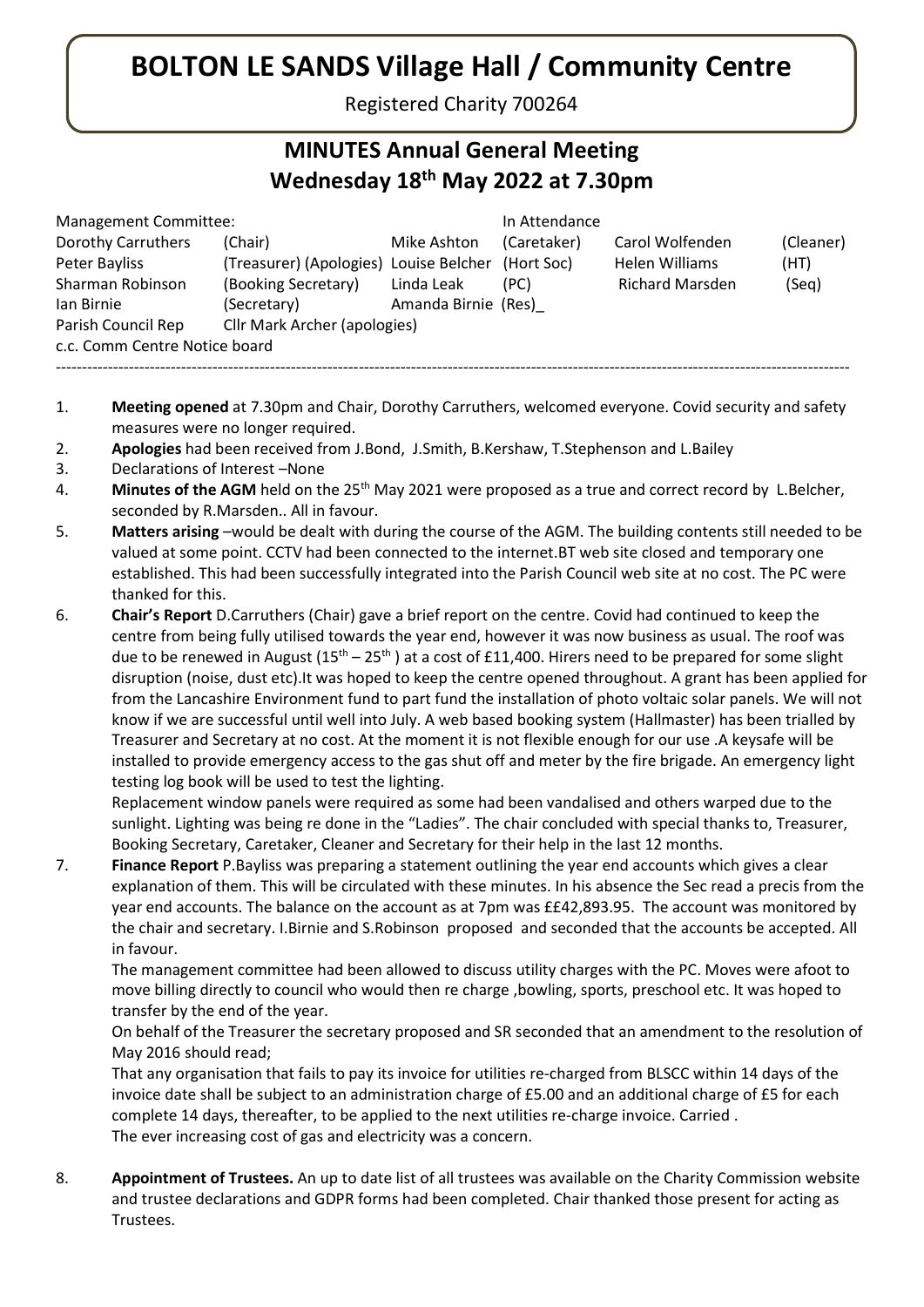# BOLTON LE SANDS Village Hall / Community Centre

Registered Charity 700264

## MINUTES Annual General Meeting
## Wednesday 18th May 2022 at 7.30pm

| Management Committee: | | | In Attendance | | |
|---|---|---|---|---|---|
| Dorothy Carruthers | (Chair) | Mike Ashton | (Caretaker) | Carol Wolfenden | (Cleaner) |
| Peter Bayliss | (Treasurer) (Apologies) | Louise Belcher | (Hort Soc) | Helen Williams | (HT) |
| Sharman Robinson | (Booking Secretary) | Linda Leak | (PC) | Richard Marsden | (Seq) |
| Ian Birnie | (Secretary) | Amanda Birnie | (Res)_ | | |
| Parish Council Rep | Cllr Mark Archer (apologies) | | | | |
| c.c. Comm Centre Notice board | | | | | |

---

1. **Meeting opened** at 7.30pm and Chair, Dorothy Carruthers, welcomed everyone. Covid security and safety measures were no longer required.
2. **Apologies** had been received from J.Bond, J.Smith, B.Kershaw, T.Stephenson and L.Bailey
3. Declarations of Interest –None
4. **Minutes of the AGM** held on the 25th May 2021 were proposed as a true and correct record by L.Belcher, seconded by R.Marsden.. All in favour.
5. **Matters arising** –would be dealt with during the course of the AGM. The building contents still needed to be valued at some point. CCTV had been connected to the internet.BT web site closed and temporary one established. This had been successfully integrated into the Parish Council web site at no cost. The PC were thanked for this.
6. **Chair's Report** D.Carruthers (Chair) gave a brief report on the centre. Covid had continued to keep the centre from being fully utilised towards the year end, however it was now business as usual. The roof was due to be renewed in August (15th – 25th ) at a cost of £11,400. Hirers need to be prepared for some slight disruption (noise, dust etc).It was hoped to keep the centre opened throughout. A grant has been applied for from the Lancashire Environment fund to part fund the installation of photo voltaic solar panels. We will not know if we are successful until well into July. A web based booking system (Hallmaster) has been trialled by Treasurer and Secretary at no cost. At the moment it is not flexible enough for our use .A keysafe will be installed to provide emergency access to the gas shut off and meter by the fire brigade. An emergency light testing log book will be used to test the lighting.

   Replacement window panels were required as some had been vandalised and others warped due to the sunlight. Lighting was being re done in the "Ladies". The chair concluded with special thanks to, Treasurer, Booking Secretary, Caretaker, Cleaner and Secretary for their help in the last 12 months.
7. **Finance Report** P.Bayliss was preparing a statement outlining the year end accounts which gives a clear explanation of them. This will be circulated with these minutes. In his absence the Sec read a precis from the year end accounts. The balance on the account as at 7pm was ££42,893.95. The account was monitored by the chair and secretary. I.Birnie and S.Robinson proposed and seconded that the accounts be accepted. All in favour.

   The management committee had been allowed to discuss utility charges with the PC. Moves were afoot to move billing directly to council who would then re charge ,bowling, sports, preschool etc. It was hoped to transfer by the end of the year.

   On behalf of the Treasurer the secretary proposed and SR seconded that an amendment to the resolution of May 2016 should read;

   That any organisation that fails to pay its invoice for utilities re-charged from BLSCC within 14 days of the invoice date shall be subject to an administration charge of £5.00 and an additional charge of £5 for each complete 14 days, thereafter, to be applied to the next utilities re-charge invoice. Carried .

   The ever increasing cost of gas and electricity was a concern.

8. **Appointment of Trustees.** An up to date list of all trustees was available on the Charity Commission website and trustee declarations and GDPR forms had been completed. Chair thanked those present for acting as Trustees.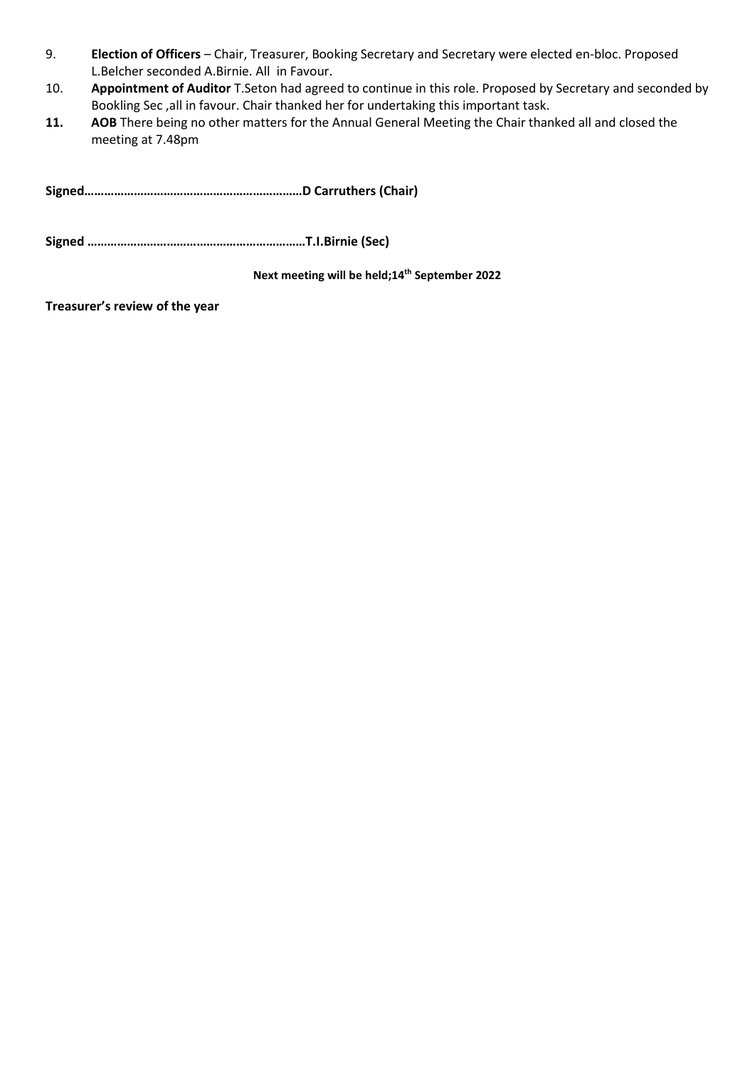9. **Election of Officers** – Chair, Treasurer, Booking Secretary and Secretary were elected en-bloc. Proposed L.Belcher seconded A.Birnie. All in Favour.
10. **Appointment of Auditor** T.Seton had agreed to continue in this role. Proposed by Secretary and seconded by Bookling Sec ,all in favour. Chair thanked her for undertaking this important task.
11. **AOB** There being no other matters for the Annual General Meeting the Chair thanked all and closed the meeting at 7.48pm

**Signed………………………………………………………D Carruthers (Chair)**

**Signed ………………………………………………………T.I.Birnie (Sec)**

**Next meeting will be held;14th September 2022**

**Treasurer's review of the year**